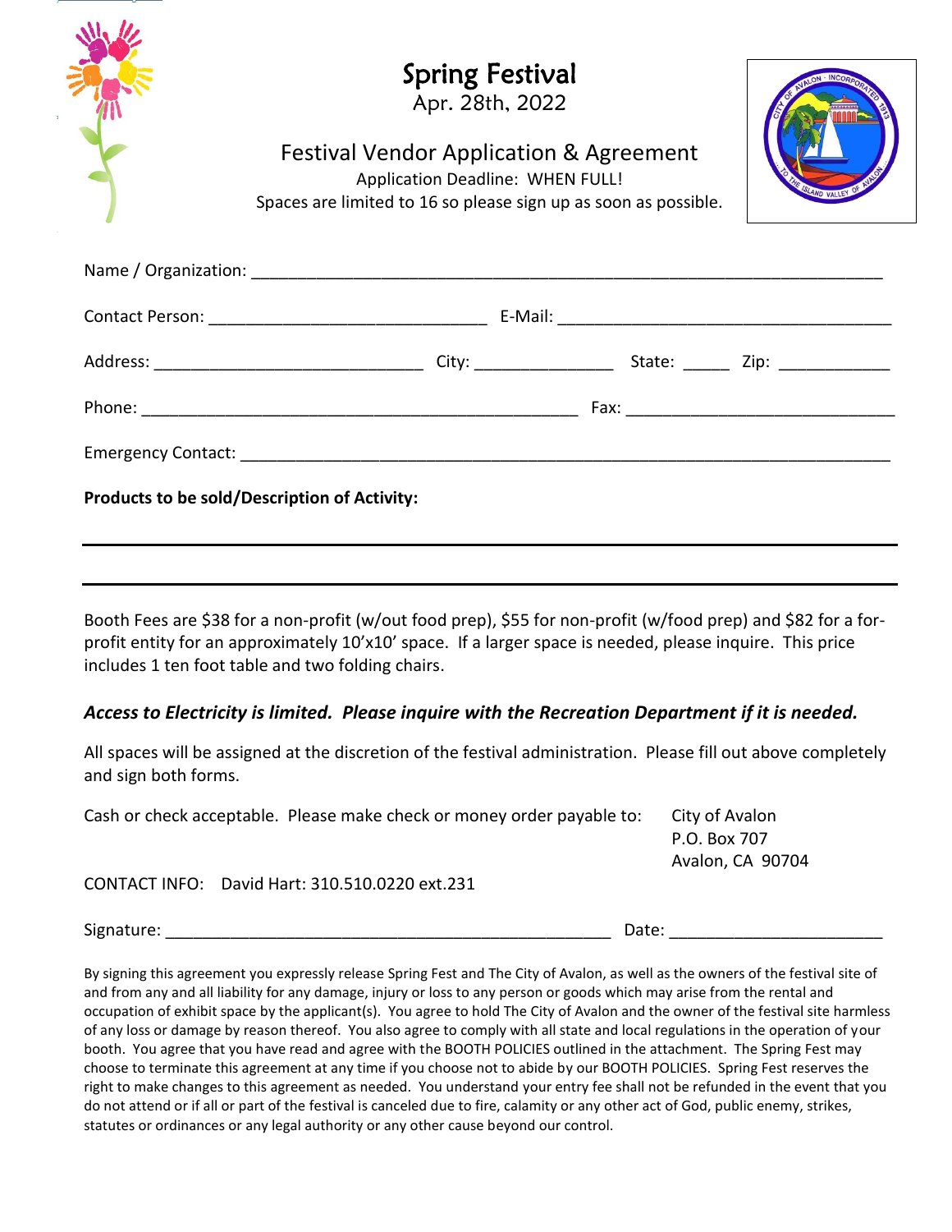# Spring Festival

Apr. 28th, 2022

## Festival Vendor Application & Agreement

Application Deadline: WHEN FULL!

Spaces are limited to 16 so please sign up as soon as possible.

Name / Organization: ___________________________________________________________________

Contact Person: _____________________________ E-Mail: ___________________________________

Address: ____________________________ City: ______________ State: _____ Zip: ____________

Phone: ______________________________________________ Fax: ____________________________

Emergency Contact: ________________________________________________________________________

**Products to be sold/Description of Activity:**

---

---

Booth Fees are $38 for a non-profit (w/out food prep), $55 for non-profit (w/food prep) and $82 for a for-profit entity for an approximately 10'x10' space. If a larger space is needed, please inquire. This price includes 1 ten foot table and two folding chairs.

***Access to Electricity is limited. Please inquire with the Recreation Department if it is needed.***

All spaces will be assigned at the discretion of the festival administration. Please fill out above completely and sign both forms.

Cash or check acceptable. Please make check or money order payable to:

City of Avalon
P.O. Box 707
Avalon, CA 90704

CONTACT INFO: David Hart: 310.510.0220 ext.231

Signature: ________________________________________________ Date: _____________________

By signing this agreement you expressly release Spring Fest and The City of Avalon, as well as the owners of the festival site of and from any and all liability for any damage, injury or loss to any person or goods which may arise from the rental and occupation of exhibit space by the applicant(s). You agree to hold The City of Avalon and the owner of the festival site harmless of any loss or damage by reason thereof. You also agree to comply with all state and local regulations in the operation of your booth. You agree that you have read and agree with the BOOTH POLICIES outlined in the attachment. The Spring Fest may choose to terminate this agreement at any time if you choose not to abide by our BOOTH POLICIES. Spring Fest reserves the right to make changes to this agreement as needed. You understand your entry fee shall not be refunded in the event that you do not attend or if all or part of the festival is canceled due to fire, calamity or any other act of God, public enemy, strikes, statutes or ordinances or any legal authority or any other cause beyond our control.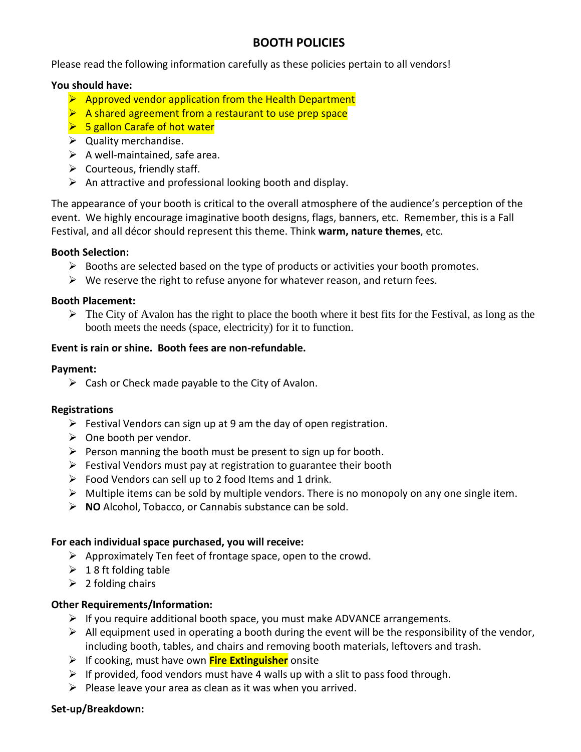# BOOTH POLICIES

Please read the following information carefully as these policies pertain to all vendors!

**You should have:**

- Approved vendor application from the Health Department
- A shared agreement from a restaurant to use prep space
- 5 gallon Carafe of hot water
- Quality merchandise.
- A well-maintained, safe area.
- Courteous, friendly staff.
- An attractive and professional looking booth and display.

The appearance of your booth is critical to the overall atmosphere of the audience's perception of the event. We highly encourage imaginative booth designs, flags, banners, etc. Remember, this is a Fall Festival, and all décor should represent this theme. Think **warm, nature themes**, etc.

**Booth Selection:**

- Booths are selected based on the type of products or activities your booth promotes.
- We reserve the right to refuse anyone for whatever reason, and return fees.

**Booth Placement:**

- The City of Avalon has the right to place the booth where it best fits for the Festival, as long as the booth meets the needs (space, electricity) for it to function.

**Event is rain or shine. Booth fees are non-refundable.**

**Payment:**

- Cash or Check made payable to the City of Avalon.

**Registrations**

- Festival Vendors can sign up at 9 am the day of open registration.
- One booth per vendor.
- Person manning the booth must be present to sign up for booth.
- Festival Vendors must pay at registration to guarantee their booth
- Food Vendors can sell up to 2 food Items and 1 drink.
- Multiple items can be sold by multiple vendors. There is no monopoly on any one single item.
- **NO** Alcohol, Tobacco, or Cannabis substance can be sold.

**For each individual space purchased, you will receive:**

- Approximately Ten feet of frontage space, open to the crowd.
- 1 8 ft folding table
- 2 folding chairs

**Other Requirements/Information:**

- If you require additional booth space, you must make ADVANCE arrangements.
- All equipment used in operating a booth during the event will be the responsibility of the vendor, including booth, tables, and chairs and removing booth materials, leftovers and trash.
- If cooking, must have own **Fire Extinguisher** onsite
- If provided, food vendors must have 4 walls up with a slit to pass food through.
- Please leave your area as clean as it was when you arrived.

**Set-up/Breakdown:**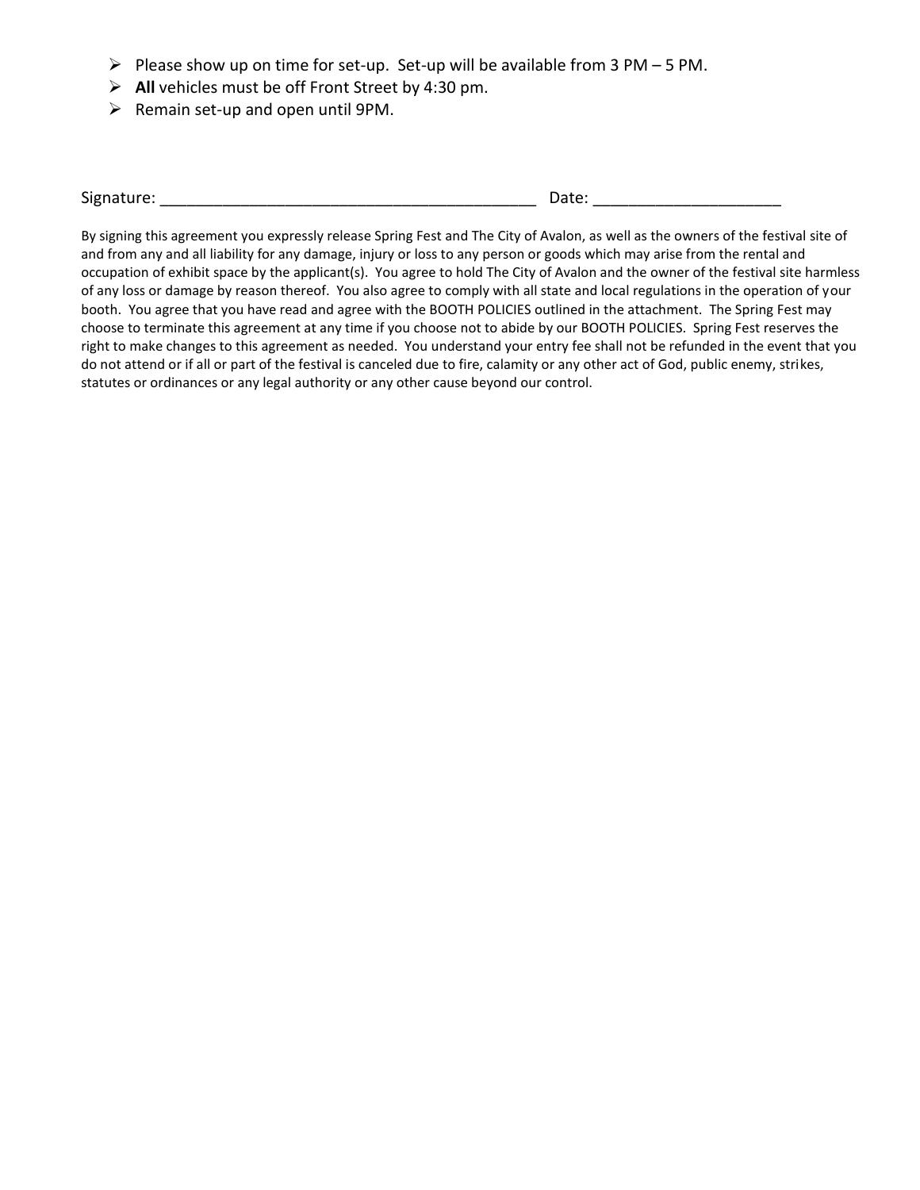- Please show up on time for set-up. Set-up will be available from 3 PM – 5 PM.
- **All** vehicles must be off Front Street by 4:30 pm.
- Remain set-up and open until 9PM.

Signature: ___________________________________________ Date: _____________________

By signing this agreement you expressly release Spring Fest and The City of Avalon, as well as the owners of the festival site of and from any and all liability for any damage, injury or loss to any person or goods which may arise from the rental and occupation of exhibit space by the applicant(s). You agree to hold The City of Avalon and the owner of the festival site harmless of any loss or damage by reason thereof. You also agree to comply with all state and local regulations in the operation of your booth. You agree that you have read and agree with the BOOTH POLICIES outlined in the attachment. The Spring Fest may choose to terminate this agreement at any time if you choose not to abide by our BOOTH POLICIES. Spring Fest reserves the right to make changes to this agreement as needed. You understand your entry fee shall not be refunded in the event that you do not attend or if all or part of the festival is canceled due to fire, calamity or any other act of God, public enemy, strikes, statutes or ordinances or any legal authority or any other cause beyond our control.